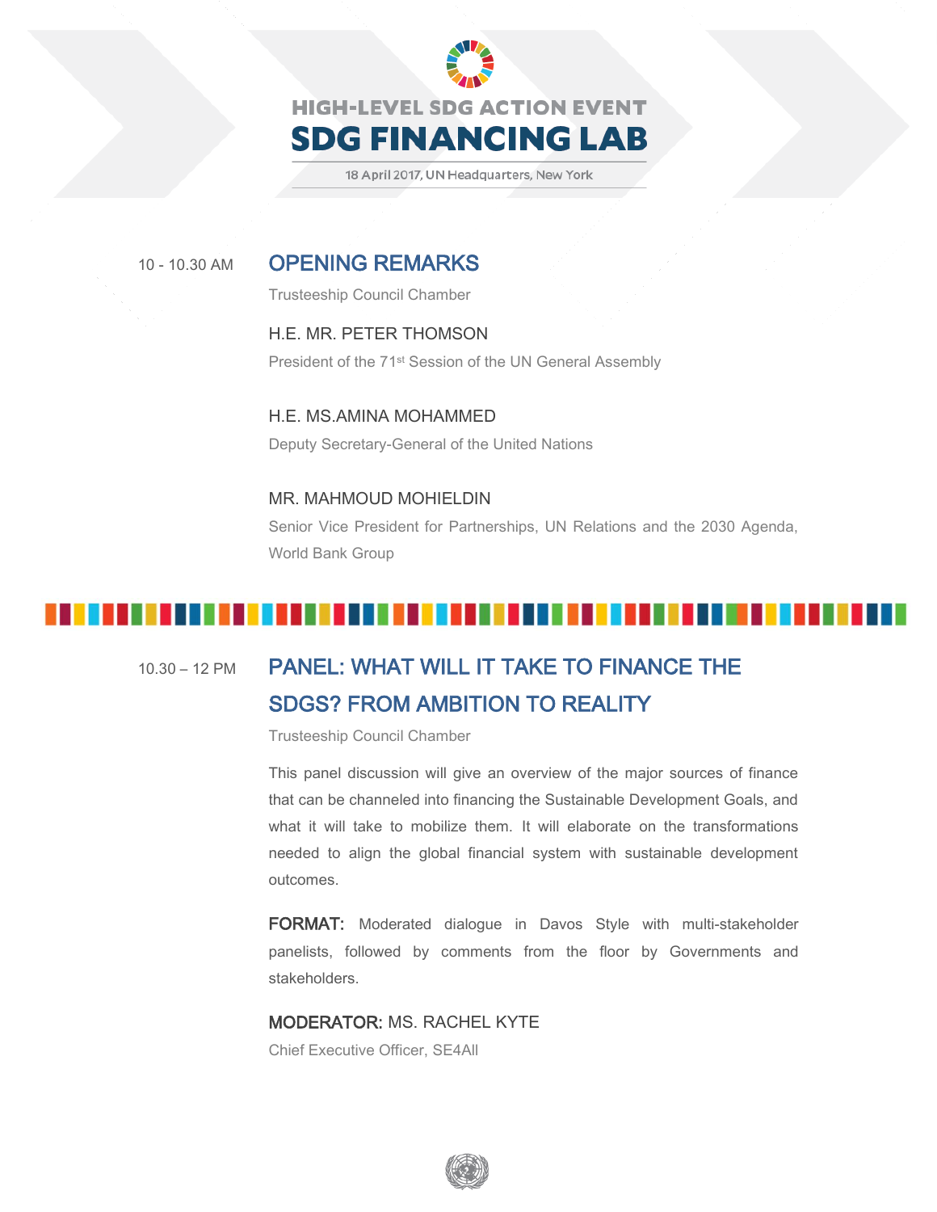HIGH-LEVEL SDG ACTION EVENT

# SDG FINANCING LAB

18 April 2017, UN Headquarters, New York

10 - 10.30 AM

## OPENING REMARKS

Trusteeship Council Chamber

H.E. MR. PETER THOMSON

President of the 71st Session of the UN General Assembly

H.E. MS.AMINA MOHAMMED

Deputy Secretary-General of the United Nations

MR. MAHMOUD MOHIELDIN

Senior Vice President for Partnerships, UN Relations and the 2030 Agenda, World Bank Group

10.30 – 12 PM

## PANEL: WHAT WILL IT TAKE TO FINANCE THE SDGS? FROM AMBITION TO REALITY

Trusteeship Council Chamber

This panel discussion will give an overview of the major sources of finance that can be channeled into financing the Sustainable Development Goals, and what it will take to mobilize them. It will elaborate on the transformations needed to align the global financial system with sustainable development outcomes.

**FORMAT:** Moderated dialogue in Davos Style with multi-stakeholder panelists, followed by comments from the floor by Governments and stakeholders.

**MODERATOR:** MS. RACHEL KYTE

Chief Executive Officer, SE4All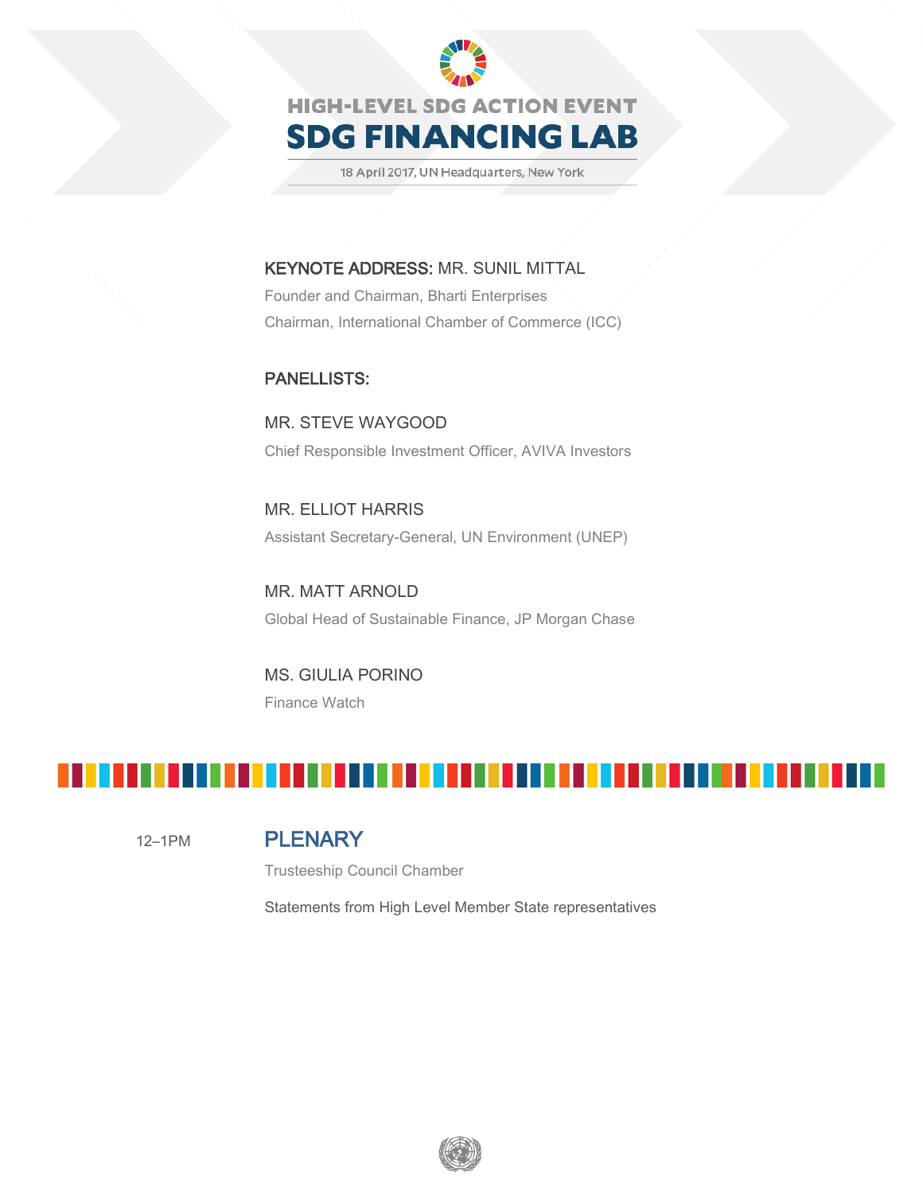# HIGH-LEVEL SDG ACTION EVENT
# SDG FINANCING LAB

18 April 2017, UN Headquarters, New York

**KEYNOTE ADDRESS:** MR. SUNIL MITTAL

Founder and Chairman, Bharti Enterprises

Chairman, International Chamber of Commerce (ICC)

**PANELLISTS:**

MR. STEVE WAYGOOD

Chief Responsible Investment Officer, AVIVA Investors

MR. ELLIOT HARRIS

Assistant Secretary-General, UN Environment (UNEP)

MR. MATT ARNOLD

Global Head of Sustainable Finance, JP Morgan Chase

MS. GIULIA PORINO

Finance Watch

12–1PM

## PLENARY

Trusteeship Council Chamber

Statements from High Level Member State representatives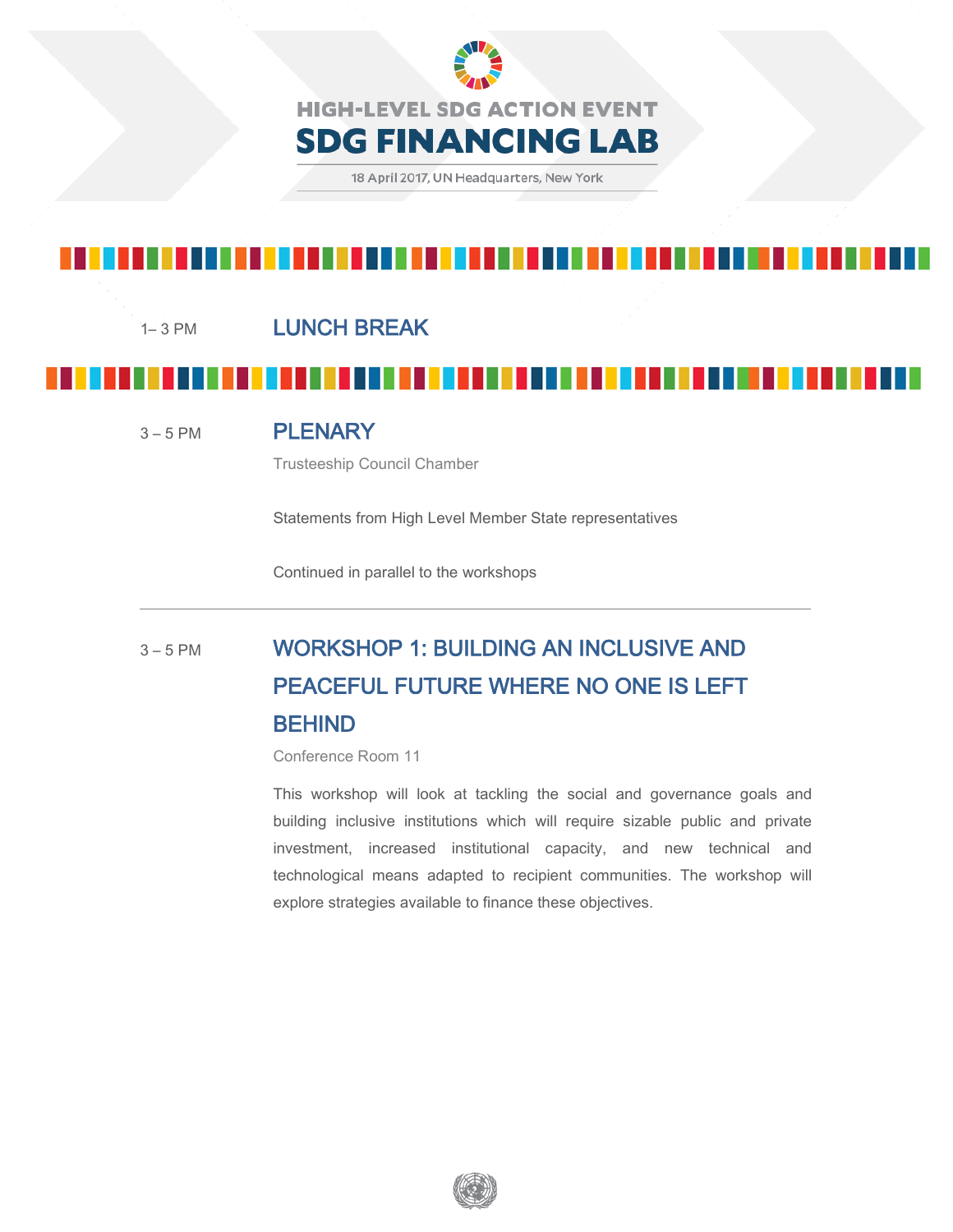HIGH-LEVEL SDG ACTION EVENT

# SDG FINANCING LAB

18 April 2017, UN Headquarters, New York

1– 3 PM **LUNCH BREAK**

3 – 5 PM

## PLENARY

Trusteeship Council Chamber

Statements from High Level Member State representatives

Continued in parallel to the workshops

---

3 – 5 PM

## WORKSHOP 1: BUILDING AN INCLUSIVE AND PEACEFUL FUTURE WHERE NO ONE IS LEFT BEHIND

Conference Room 11

This workshop will look at tackling the social and governance goals and building inclusive institutions which will require sizable public and private investment, increased institutional capacity, and new technical and technological means adapted to recipient communities. The workshop will explore strategies available to finance these objectives.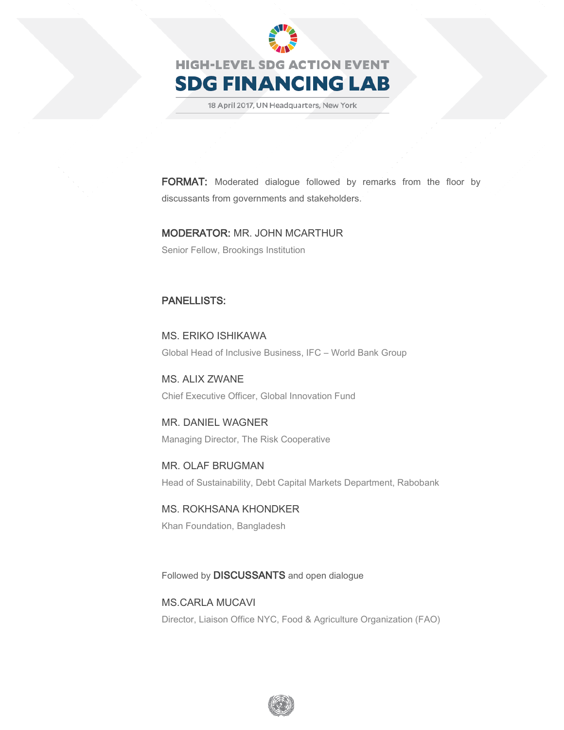# HIGH-LEVEL SDG ACTION EVENT

# SDG FINANCING LAB

18 April 2017, UN Headquarters, New York

**FORMAT:** Moderated dialogue followed by remarks from the floor by discussants from governments and stakeholders.

**MODERATOR:** MR. JOHN MCARTHUR

Senior Fellow, Brookings Institution

## PANELLISTS:

MS. ERIKO ISHIKAWA

Global Head of Inclusive Business, IFC – World Bank Group

MS. ALIX ZWANE

Chief Executive Officer, Global Innovation Fund

MR. DANIEL WAGNER

Managing Director, The Risk Cooperative

MR. OLAF BRUGMAN

Head of Sustainability, Debt Capital Markets Department, Rabobank

MS. ROKHSANA KHONDKER

Khan Foundation, Bangladesh

Followed by **DISCUSSANTS** and open dialogue

MS.CARLA MUCAVI

Director, Liaison Office NYC, Food & Agriculture Organization (FAO)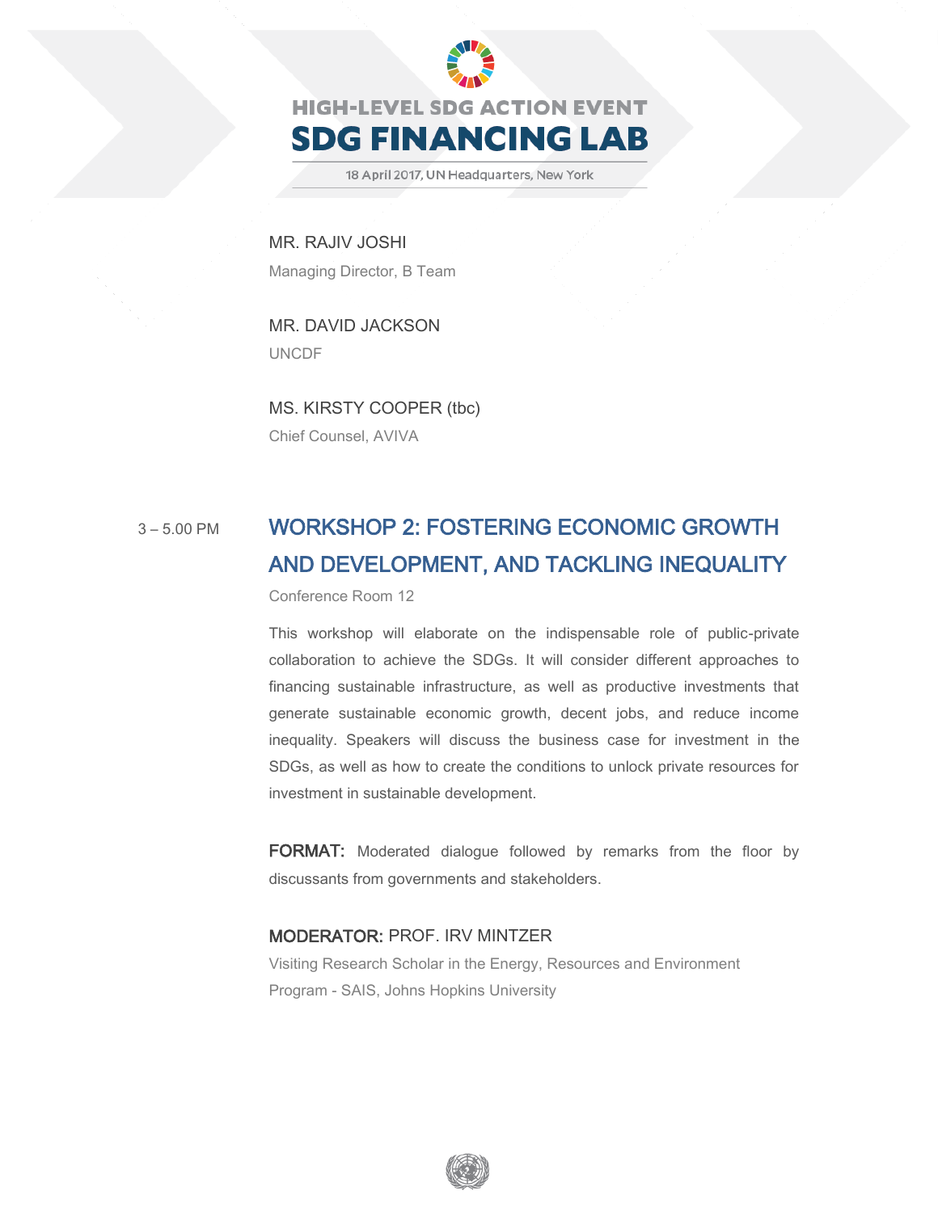MR. RAJIV JOSHI

Managing Director, B Team

MR. DAVID JACKSON

UNCDF

MS. KIRSTY COOPER (tbc)

Chief Counsel, AVIVA

3 – 5.00 PM

## WORKSHOP 2: FOSTERING ECONOMIC GROWTH AND DEVELOPMENT, AND TACKLING INEQUALITY

Conference Room 12

This workshop will elaborate on the indispensable role of public-private collaboration to achieve the SDGs. It will consider different approaches to financing sustainable infrastructure, as well as productive investments that generate sustainable economic growth, decent jobs, and reduce income inequality. Speakers will discuss the business case for investment in the SDGs, as well as how to create the conditions to unlock private resources for investment in sustainable development.

**FORMAT:** Moderated dialogue followed by remarks from the floor by discussants from governments and stakeholders.

**MODERATOR:** PROF. IRV MINTZER

Visiting Research Scholar in the Energy, Resources and Environment Program - SAIS, Johns Hopkins University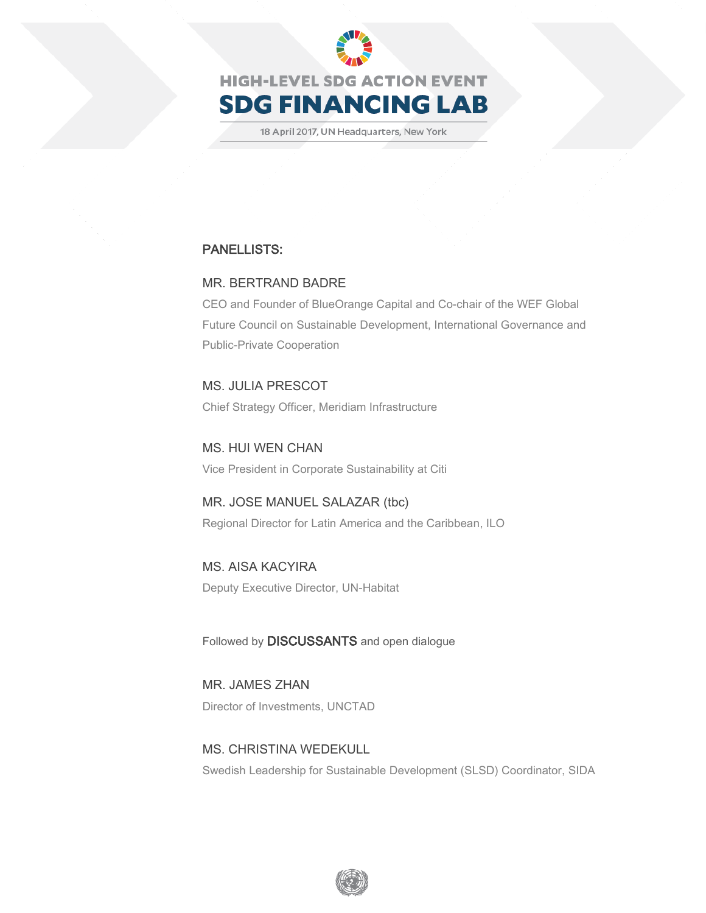HIGH-LEVEL SDG ACTION EVENT

# SDG FINANCING LAB

18 April 2017, UN Headquarters, New York

## PANELLISTS:

MR. BERTRAND BADRE

CEO and Founder of BlueOrange Capital and Co-chair of the WEF Global Future Council on Sustainable Development, International Governance and Public-Private Cooperation

MS. JULIA PRESCOT

Chief Strategy Officer, Meridiam Infrastructure

MS. HUI WEN CHAN

Vice President in Corporate Sustainability at Citi

MR. JOSE MANUEL SALAZAR (tbc)

Regional Director for Latin America and the Caribbean, ILO

MS. AISA KACYIRA

Deputy Executive Director, UN-Habitat

Followed by **DISCUSSANTS** and open dialogue

MR. JAMES ZHAN

Director of Investments, UNCTAD

MS. CHRISTINA WEDEKULL

Swedish Leadership for Sustainable Development (SLSD) Coordinator, SIDA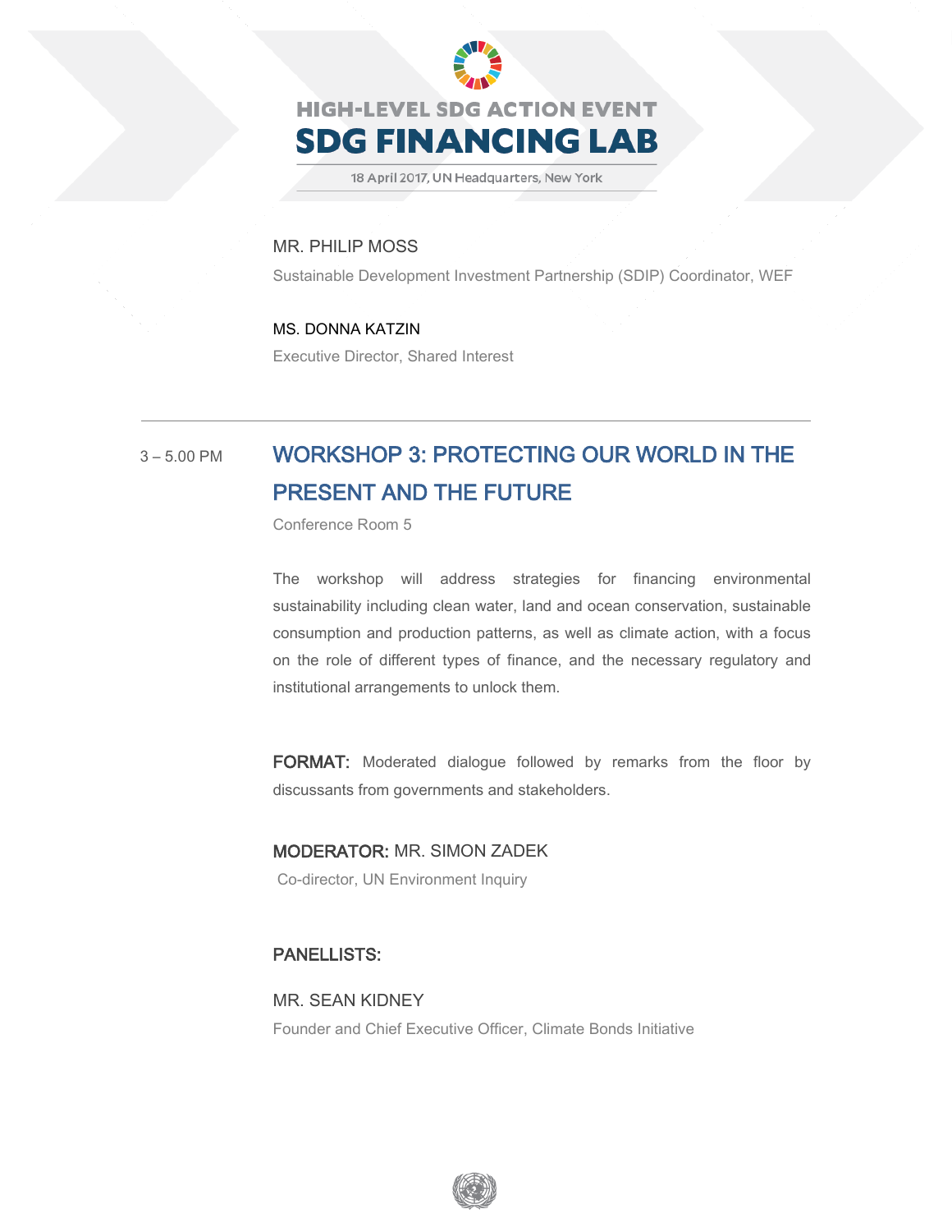MR. PHILIP MOSS

Sustainable Development Investment Partnership (SDIP) Coordinator, WEF

MS. DONNA KATZIN

Executive Director, Shared Interest

---

3 – 5.00 PM

## WORKSHOP 3: PROTECTING OUR WORLD IN THE PRESENT AND THE FUTURE

Conference Room 5

The workshop will address strategies for financing environmental sustainability including clean water, land and ocean conservation, sustainable consumption and production patterns, as well as climate action, with a focus on the role of different types of finance, and the necessary regulatory and institutional arrangements to unlock them.

**FORMAT:** Moderated dialogue followed by remarks from the floor by discussants from governments and stakeholders.

**MODERATOR:** MR. SIMON ZADEK

Co-director, UN Environment Inquiry

**PANELLISTS:**

MR. SEAN KIDNEY

Founder and Chief Executive Officer, Climate Bonds Initiative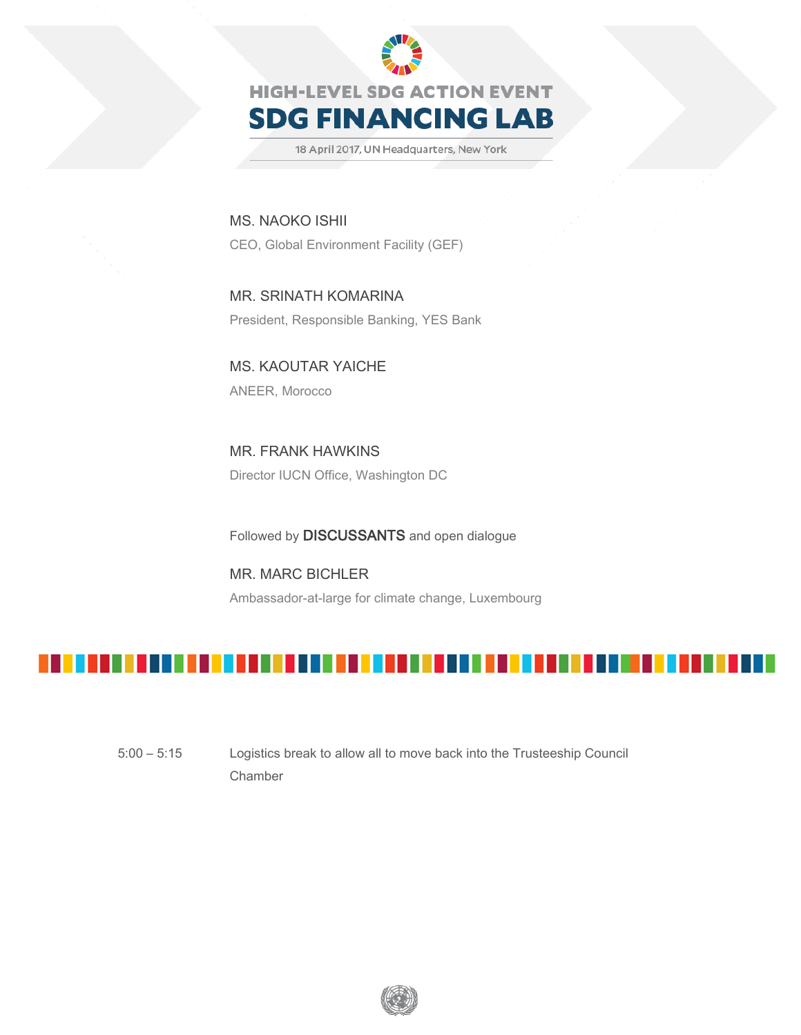# HIGH-LEVEL SDG ACTION EVENT
# SDG FINANCING LAB

18 April 2017, UN Headquarters, New York

MS. NAOKO ISHII

CEO, Global Environment Facility (GEF)

MR. SRINATH KOMARINA

President, Responsible Banking, YES Bank

MS. KAOUTAR YAICHE

ANEER, Morocco

MR. FRANK HAWKINS

Director IUCN Office, Washington DC

Followed by **DISCUSSANTS** and open dialogue

MR. MARC BICHLER

Ambassador-at-large for climate change, Luxembourg

5:00 – 5:15 Logistics break to allow all to move back into the Trusteeship Council Chamber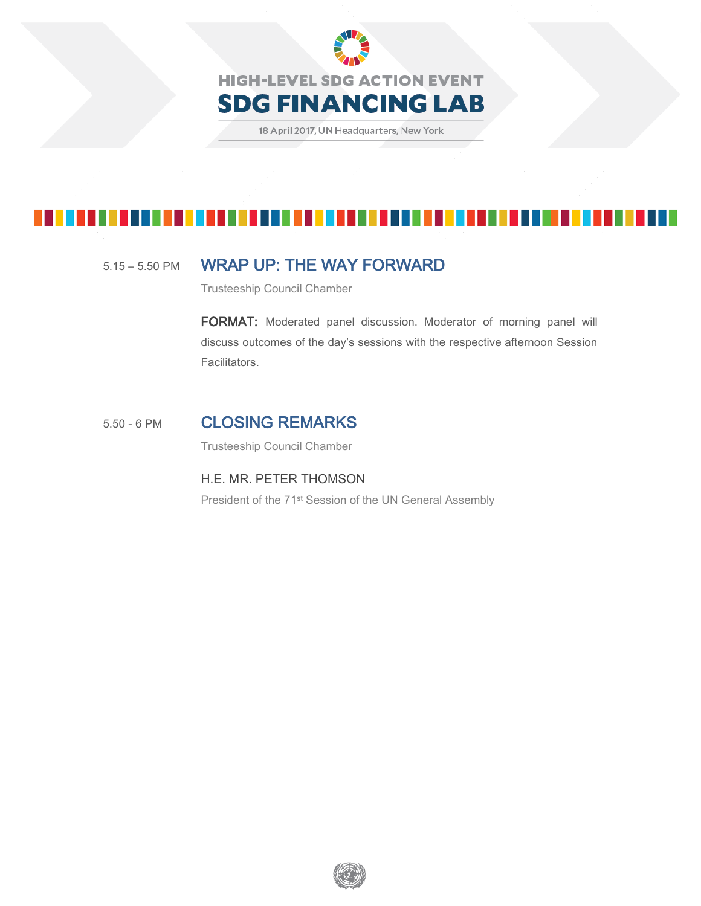HIGH-LEVEL SDG ACTION EVENT

# SDG FINANCING LAB

18 April 2017, UN Headquarters, New York

5.15 – 5.50 PM

## WRAP UP: THE WAY FORWARD

Trusteeship Council Chamber

**FORMAT:** Moderated panel discussion. Moderator of morning panel will discuss outcomes of the day's sessions with the respective afternoon Session Facilitators.

5.50 - 6 PM

## CLOSING REMARKS

Trusteeship Council Chamber

H.E. MR. PETER THOMSON

President of the 71st Session of the UN General Assembly